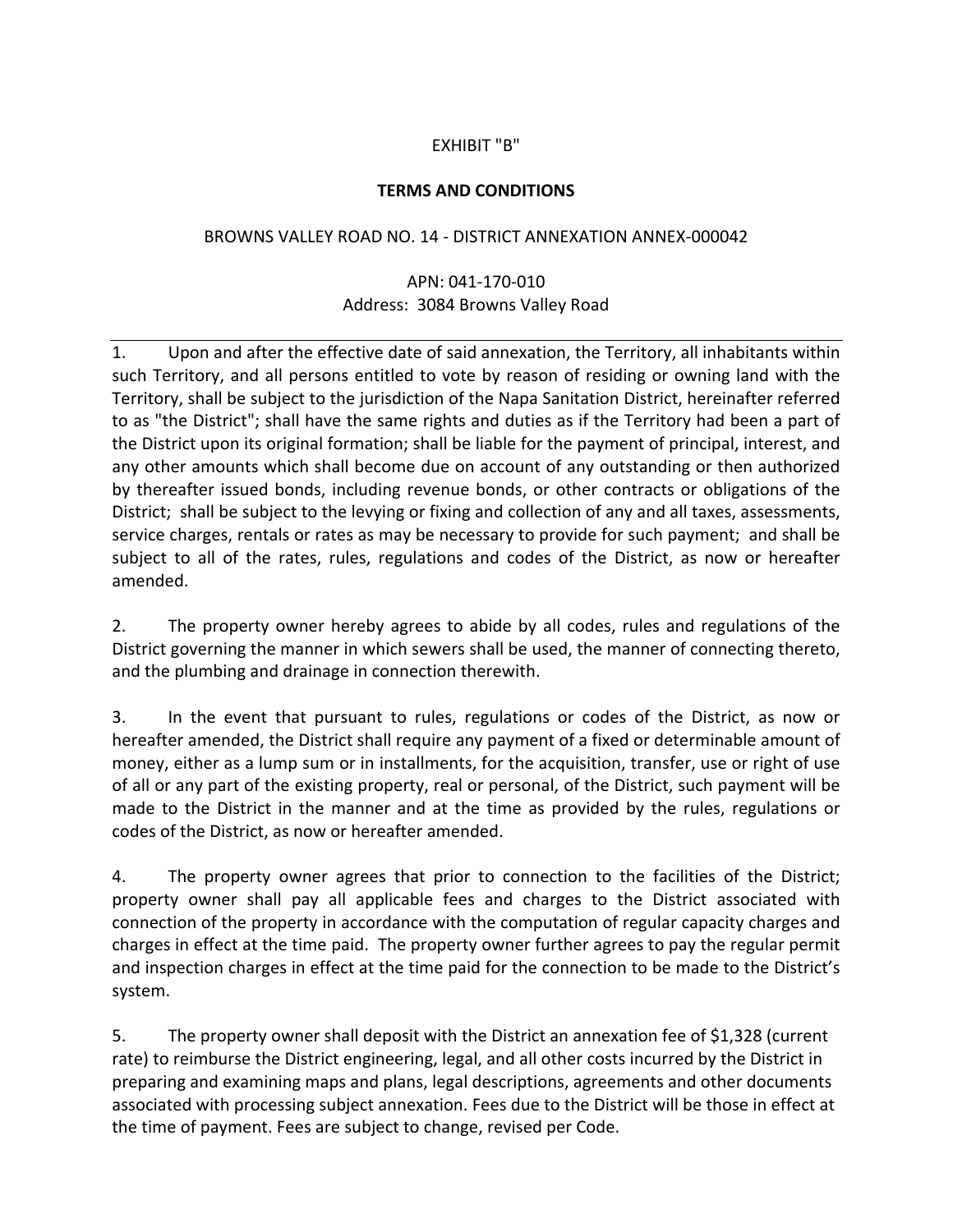EXHIBIT "B"

**TERMS AND CONDITIONS**

BROWNS VALLEY ROAD NO. 14 - DISTRICT ANNEXATION ANNEX-000042

APN: 041-170-010
Address: 3084 Browns Valley Road

---

1. Upon and after the effective date of said annexation, the Territory, all inhabitants within such Territory, and all persons entitled to vote by reason of residing or owning land with the Territory, shall be subject to the jurisdiction of the Napa Sanitation District, hereinafter referred to as "the District"; shall have the same rights and duties as if the Territory had been a part of the District upon its original formation; shall be liable for the payment of principal, interest, and any other amounts which shall become due on account of any outstanding or then authorized by thereafter issued bonds, including revenue bonds, or other contracts or obligations of the District; shall be subject to the levying or fixing and collection of any and all taxes, assessments, service charges, rentals or rates as may be necessary to provide for such payment; and shall be subject to all of the rates, rules, regulations and codes of the District, as now or hereafter amended.

2. The property owner hereby agrees to abide by all codes, rules and regulations of the District governing the manner in which sewers shall be used, the manner of connecting thereto, and the plumbing and drainage in connection therewith.

3. In the event that pursuant to rules, regulations or codes of the District, as now or hereafter amended, the District shall require any payment of a fixed or determinable amount of money, either as a lump sum or in installments, for the acquisition, transfer, use or right of use of all or any part of the existing property, real or personal, of the District, such payment will be made to the District in the manner and at the time as provided by the rules, regulations or codes of the District, as now or hereafter amended.

4. The property owner agrees that prior to connection to the facilities of the District; property owner shall pay all applicable fees and charges to the District associated with connection of the property in accordance with the computation of regular capacity charges and charges in effect at the time paid. The property owner further agrees to pay the regular permit and inspection charges in effect at the time paid for the connection to be made to the District's system.

5. The property owner shall deposit with the District an annexation fee of $1,328 (current rate) to reimburse the District engineering, legal, and all other costs incurred by the District in preparing and examining maps and plans, legal descriptions, agreements and other documents associated with processing subject annexation. Fees due to the District will be those in effect at the time of payment. Fees are subject to change, revised per Code.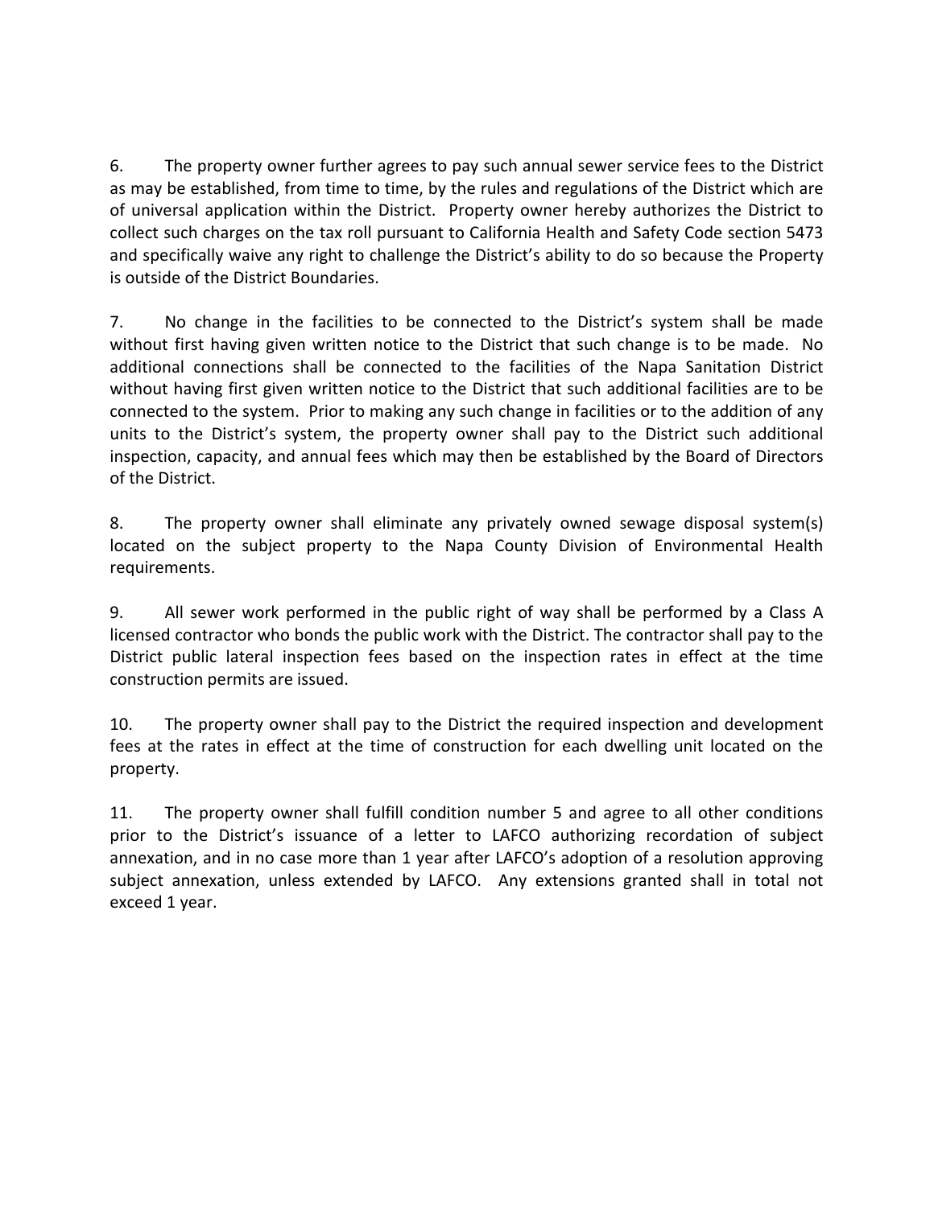6. The property owner further agrees to pay such annual sewer service fees to the District as may be established, from time to time, by the rules and regulations of the District which are of universal application within the District. Property owner hereby authorizes the District to collect such charges on the tax roll pursuant to California Health and Safety Code section 5473 and specifically waive any right to challenge the District's ability to do so because the Property is outside of the District Boundaries.

7. No change in the facilities to be connected to the District's system shall be made without first having given written notice to the District that such change is to be made. No additional connections shall be connected to the facilities of the Napa Sanitation District without having first given written notice to the District that such additional facilities are to be connected to the system. Prior to making any such change in facilities or to the addition of any units to the District's system, the property owner shall pay to the District such additional inspection, capacity, and annual fees which may then be established by the Board of Directors of the District.

8. The property owner shall eliminate any privately owned sewage disposal system(s) located on the subject property to the Napa County Division of Environmental Health requirements.

9. All sewer work performed in the public right of way shall be performed by a Class A licensed contractor who bonds the public work with the District. The contractor shall pay to the District public lateral inspection fees based on the inspection rates in effect at the time construction permits are issued.

10. The property owner shall pay to the District the required inspection and development fees at the rates in effect at the time of construction for each dwelling unit located on the property.

11. The property owner shall fulfill condition number 5 and agree to all other conditions prior to the District's issuance of a letter to LAFCO authorizing recordation of subject annexation, and in no case more than 1 year after LAFCO's adoption of a resolution approving subject annexation, unless extended by LAFCO. Any extensions granted shall in total not exceed 1 year.